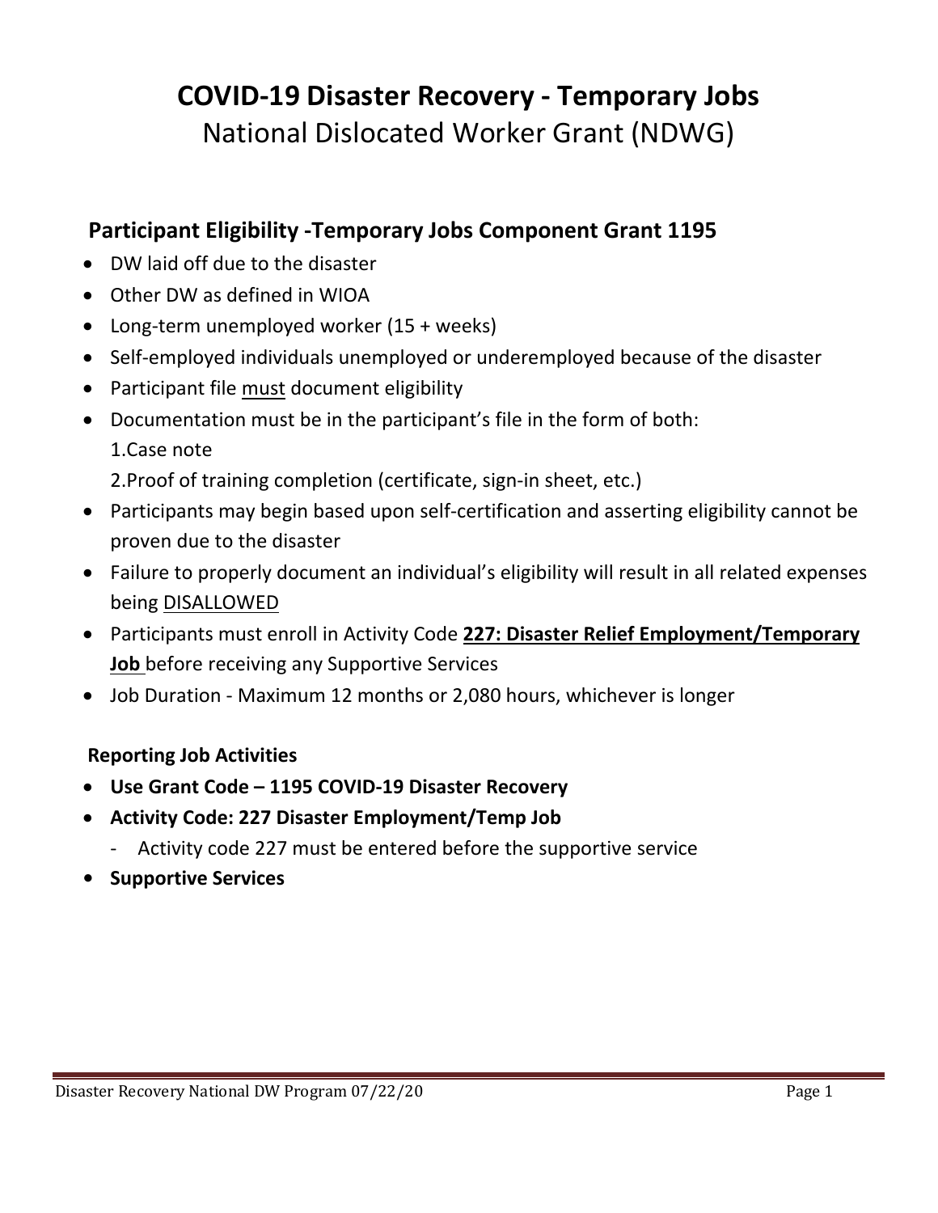# COVID-19 Disaster Recovery - Temporary Jobs

National Dislocated Worker Grant (NDWG)

## Participant Eligibility -Temporary Jobs Component Grant 1195

- DW laid off due to the disaster
- Other DW as defined in WIOA
- Long-term unemployed worker (15 + weeks)
- Self-employed individuals unemployed or underemployed because of the disaster
- Participant file <u>must</u> document eligibility
- Documentation must be in the participant's file in the form of both:
  1.Case note
  2.Proof of training completion (certificate, sign-in sheet, etc.)
- Participants may begin based upon self-certification and asserting eligibility cannot be proven due to the disaster
- Failure to properly document an individual's eligibility will result in all related expenses being <u>DISALLOWED</u>
- Participants must enroll in Activity Code **<u>227: Disaster Relief Employment/Temporary Job</u>** before receiving any Supportive Services
- Job Duration - Maximum 12 months or 2,080 hours, whichever is longer

### Reporting Job Activities

- **Use Grant Code – 1195 COVID-19 Disaster Recovery**
- **Activity Code: 227 Disaster Employment/Temp Job**
  - Activity code 227 must be entered before the supportive service
- **Supportive Services**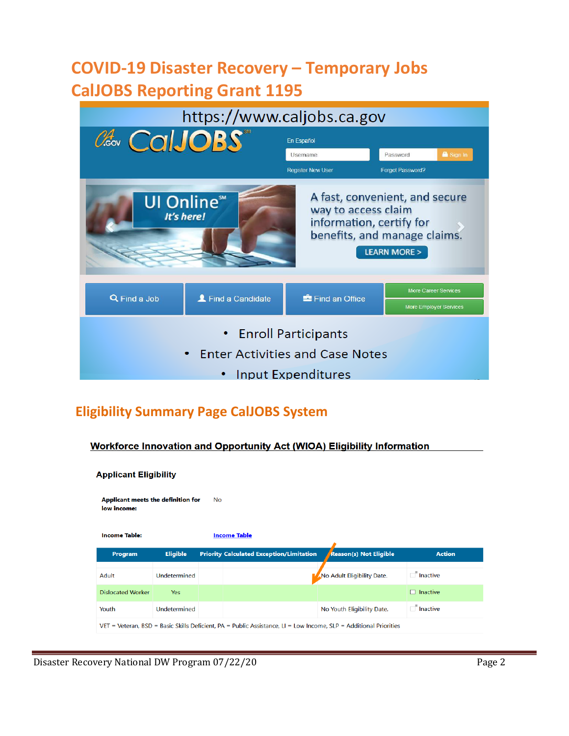# COVID-19 Disaster Recovery – Temporary Jobs CalJOBS Reporting Grant 1195

https://www.caljobs.ca.gov

En Español

Username | Password | Sign In

Register New User | Forgot Password?

UI Online℠ It's here!

A fast, convenient, and secure way to access claim information, certify for benefits, and manage claims.

LEARN MORE >

Find a Job | Find a Candidate | Find an Office | More Career Services | More Employer Services

- Enroll Participants
- Enter Activities and Case Notes
- Input Expenditures

## Eligibility Summary Page CalJOBS System

### Workforce Innovation and Opportunity Act (WIOA) Eligibility Information

**Applicant Eligibility**

**Applicant meets the definition for low income:** No

**Income Table:** Income Table

| Program | Eligible | Priority | Calculated Exception/Limitation | Reason(s) Not Eligible | Action |
|---|---|---|---|---|---|
| Adult | Undetermined | | | No Adult Eligibility Date. | Inactive |
| Dislocated Worker | Yes | | | | Inactive |
| Youth | Undetermined | | | No Youth Eligibility Date. | Inactive |

VET = Veteran, BSD = Basic Skills Deficient, PA = Public Assistance, LI = Low Income, SLP = Additional Priorities

Disaster Recovery National DW Program 07/22/20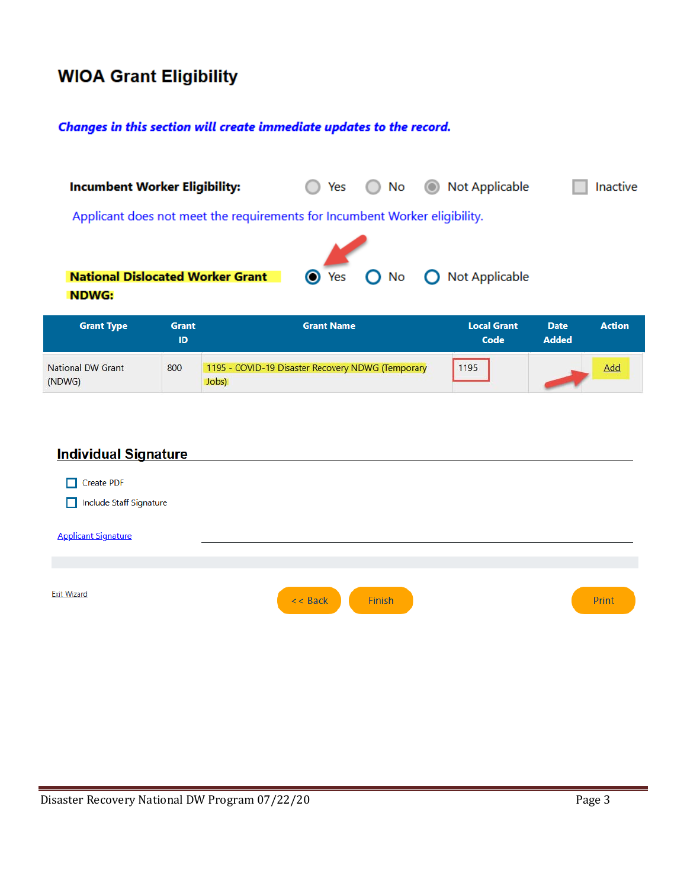# WIOA Grant Eligibility

***Changes in this section will create immediate updates to the record.***

**Incumbent Worker Eligibility:** ○ Yes ○ No ◉ Not Applicable ☐ Inactive

Applicant does not meet the requirements for Incumbent Worker eligibility.

**National Dislocated Worker Grant NDWG:** ◉ Yes ○ No ○ Not Applicable

| Grant Type | Grant ID | Grant Name | Local Grant Code | Date Added | Action |
|---|---|---|---|---|---|
| National DW Grant (NDWG) | 800 | 1195 - COVID-19 Disaster Recovery NDWG (Temporary Jobs) | 1195 | | Add |

## Individual Signature

☐ Create PDF

☐ Include Staff Signature

Applicant Signature ______________________________

Exit Wizard

<< Back | Finish | Print

Disaster Recovery National DW Program 07/22/20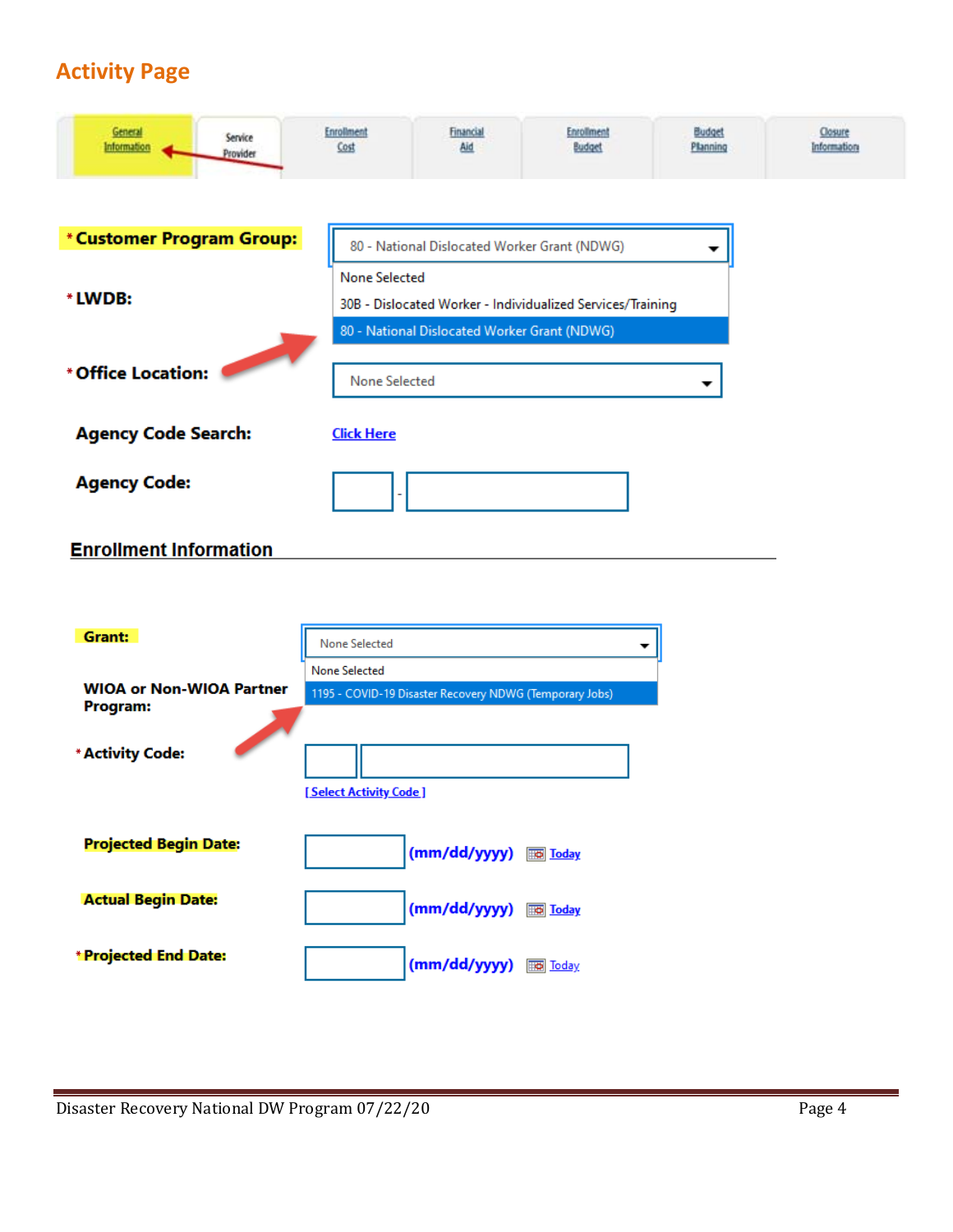## Activity Page

General Information | Service Provider | Enrollment Cost | Financial Aid | Enrollment Budget | Budget Planning | Closure Information

**\* Customer Program Group:** 80 - National Dislocated Worker Grant (NDWG)

- None Selected
- 30B - Dislocated Worker - Individualized Services/Training
- 80 - National Dislocated Worker Grant (NDWG)

**\* LWDB:**

**\* Office Location:** None Selected

**Agency Code Search:** Click Here

**Agency Code:** -

**Enrollment Information**

**Grant:** None Selected

- None Selected
- 1195 - COVID-19 Disaster Recovery NDWG (Temporary Jobs)

**WIOA or Non-WIOA Partner Program:**

**\* Activity Code:**

[ Select Activity Code ]

**Projected Begin Date:** (mm/dd/yyyy) Today

**Actual Begin Date:** (mm/dd/yyyy) Today

**\* Projected End Date:** (mm/dd/yyyy) Today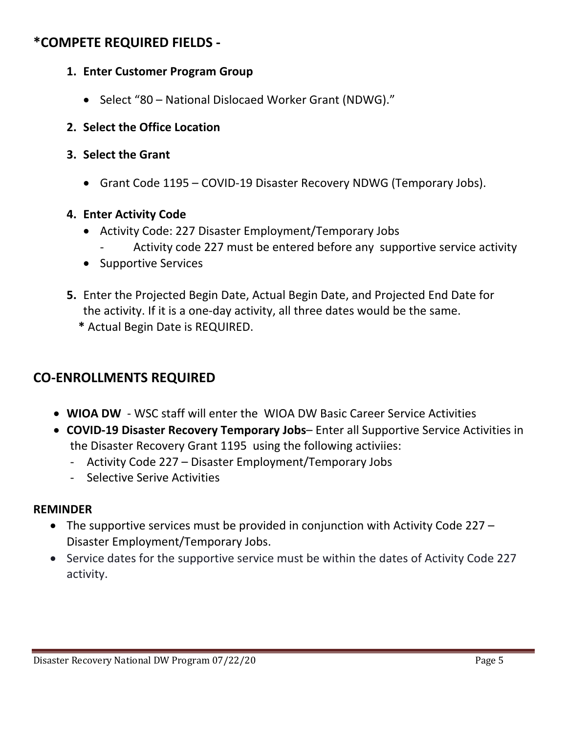## *COMPETE REQUIRED FIELDS -

1. **Enter Customer Program Group**
   - Select "80 – National Dislocaed Worker Grant (NDWG)."
2. **Select the Office Location**
3. **Select the Grant**
   - Grant Code 1195 – COVID-19 Disaster Recovery NDWG (Temporary Jobs).
4. **Enter Activity Code**
   - Activity Code: 227 Disaster Employment/Temporary Jobs
     - Activity code 227 must be entered before any supportive service activity
   - Supportive Services
5. Enter the Projected Begin Date, Actual Begin Date, and Projected End Date for the activity. If it is a one-day activity, all three dates would be the same.
   **\*** Actual Begin Date is REQUIRED.

## CO-ENROLLMENTS REQUIRED

- **WIOA DW** - WSC staff will enter the WIOA DW Basic Career Service Activities
- **COVID-19 Disaster Recovery Temporary Jobs**– Enter all Supportive Service Activities in the Disaster Recovery Grant 1195 using the following activiies:
  - Activity Code 227 – Disaster Employment/Temporary Jobs
  - Selective Serive Activities

**REMINDER**

- The supportive services must be provided in conjunction with Activity Code 227 – Disaster Employment/Temporary Jobs.
- Service dates for the supportive service must be within the dates of Activity Code 227 activity.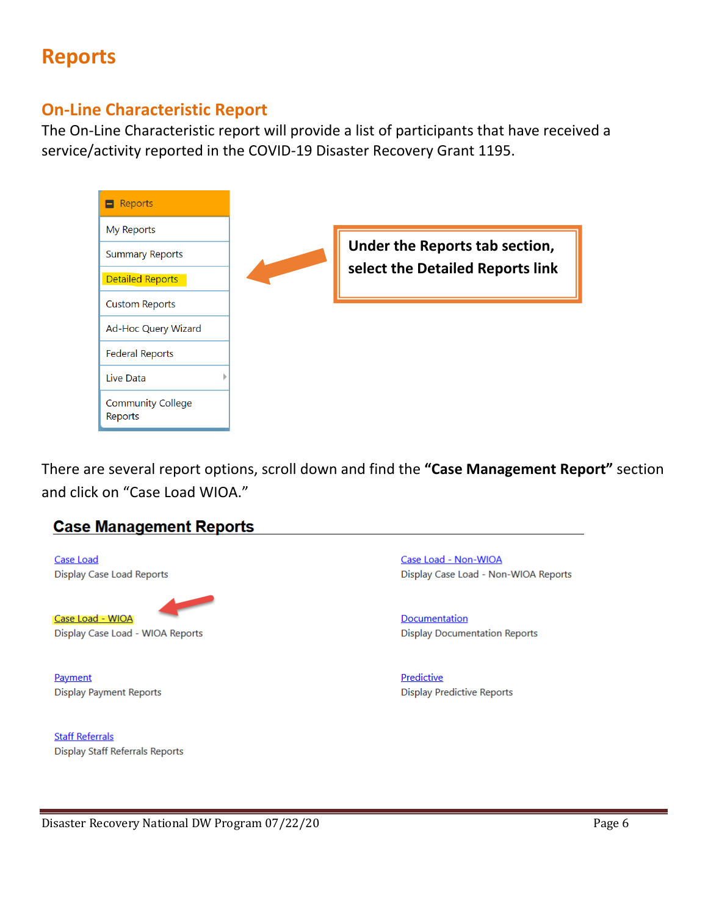# Reports

## On-Line Characteristic Report

The On-Line Characteristic report will provide a list of participants that have received a service/activity reported in the COVID-19 Disaster Recovery Grant 1195.

- Reports
  - My Reports
  - Summary Reports
  - Detailed Reports
  - Custom Reports
  - Ad-Hoc Query Wizard
  - Federal Reports
  - Live Data
  - Community College Reports

**Under the Reports tab section, select the Detailed Reports link**

There are several report options, scroll down and find the **"Case Management Report"** section and click on "Case Load WIOA."

### Case Management Reports

Case Load
Display Case Load Reports

Case Load - WIOA
Display Case Load - WIOA Reports

Payment
Display Payment Reports

Staff Referrals
Display Staff Referrals Reports

Case Load - Non-WIOA
Display Case Load - Non-WIOA Reports

Documentation
Display Documentation Reports

Predictive
Display Predictive Reports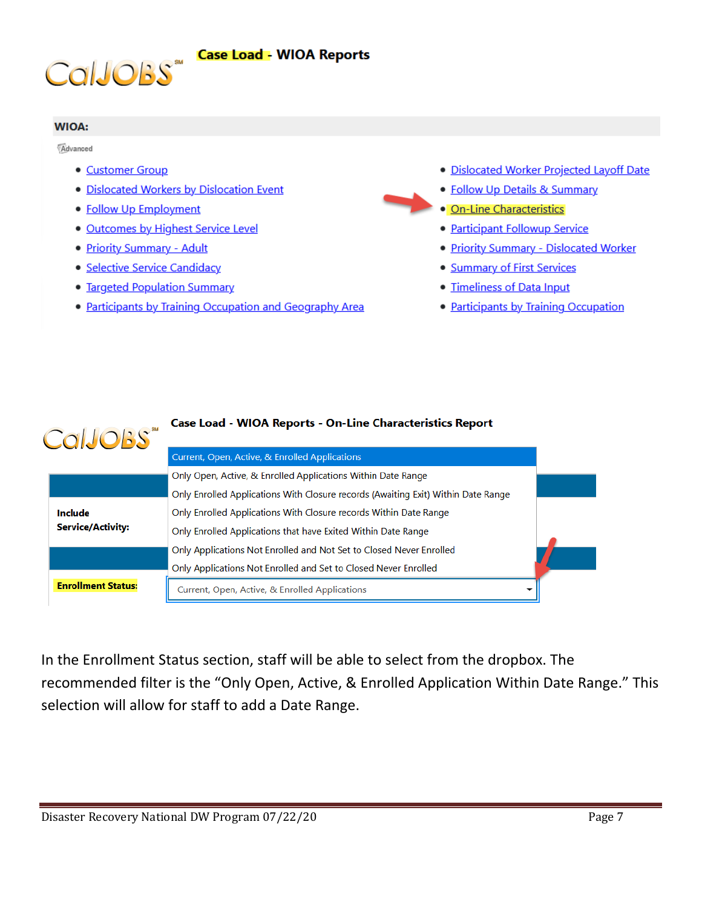## Case Load - WIOA Reports

**WIOA:**

Advanced

- Customer Group
- Dislocated Workers by Dislocation Event
- Follow Up Employment
- Outcomes by Highest Service Level
- Priority Summary - Adult
- Selective Service Candidacy
- Targeted Population Summary
- Participants by Training Occupation and Geography Area
- Dislocated Worker Projected Layoff Date
- Follow Up Details & Summary
- On-Line Characteristics
- Participant Followup Service
- Priority Summary - Dislocated Worker
- Summary of First Services
- Timeliness of Data Input
- Participants by Training Occupation

## Case Load - WIOA Reports - On-Line Characteristics Report

**Include Service/Activity:**

**Enrollment Status:** Current, Open, Active, & Enrolled Applications

- Current, Open, Active, & Enrolled Applications
- Only Open, Active, & Enrolled Applications Within Date Range
- Only Enrolled Applications With Closure records (Awaiting Exit) Within Date Range
- Only Enrolled Applications With Closure records Within Date Range
- Only Enrolled Applications that have Exited Within Date Range
- Only Applications Not Enrolled and Not Set to Closed Never Enrolled
- Only Applications Not Enrolled and Set to Closed Never Enrolled

In the Enrollment Status section, staff will be able to select from the dropbox. The recommended filter is the "Only Open, Active, & Enrolled Application Within Date Range." This selection will allow for staff to add a Date Range.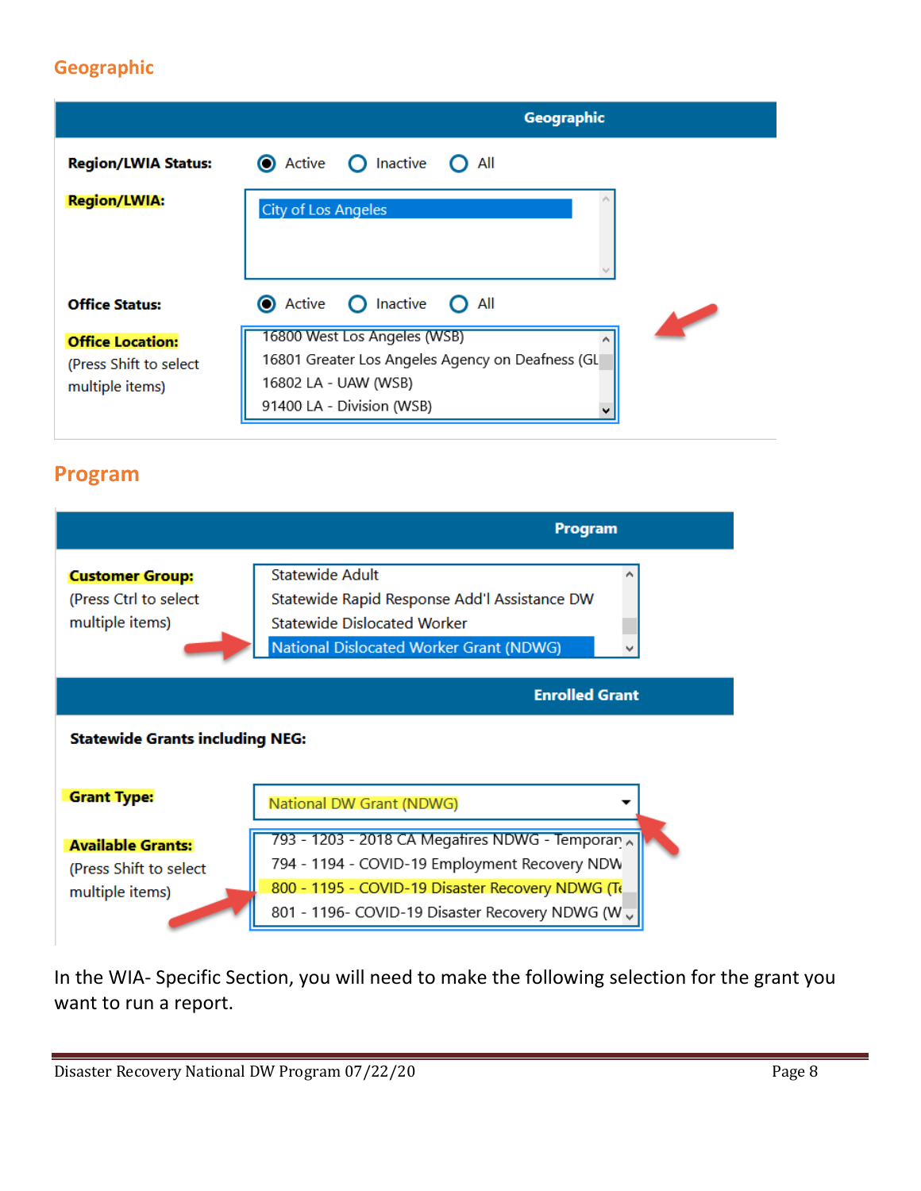## Geographic

**Geographic**

**Region/LWIA Status:** Active / Inactive / All

**Region/LWIA:** City of Los Angeles

**Office Status:** Active / Inactive / All

**Office Location:** (Press Shift to select multiple items)

- 16800 West Los Angeles (WSB)
- 16801 Greater Los Angeles Agency on Deafness (GL
- 16802 LA - UAW (WSB)
- 91400 LA - Division (WSB)

## Program

**Program**

**Customer Group:** (Press Ctrl to select multiple items)

- Statewide Adult
- Statewide Rapid Response Add'l Assistance DW
- Statewide Dislocated Worker
- National Dislocated Worker Grant (NDWG)

**Enrolled Grant**

**Statewide Grants including NEG:**

**Grant Type:** National DW Grant (NDWG)

**Available Grants:** (Press Shift to select multiple items)

- 793 - 1203 - 2018 CA Megafires NDWG - Temporary
- 794 - 1194 - COVID-19 Employment Recovery NDW
- 800 - 1195 - COVID-19 Disaster Recovery NDWG (Te
- 801 - 1196- COVID-19 Disaster Recovery NDWG (W

In the WIA- Specific Section, you will need to make the following selection for the grant you want to run a report.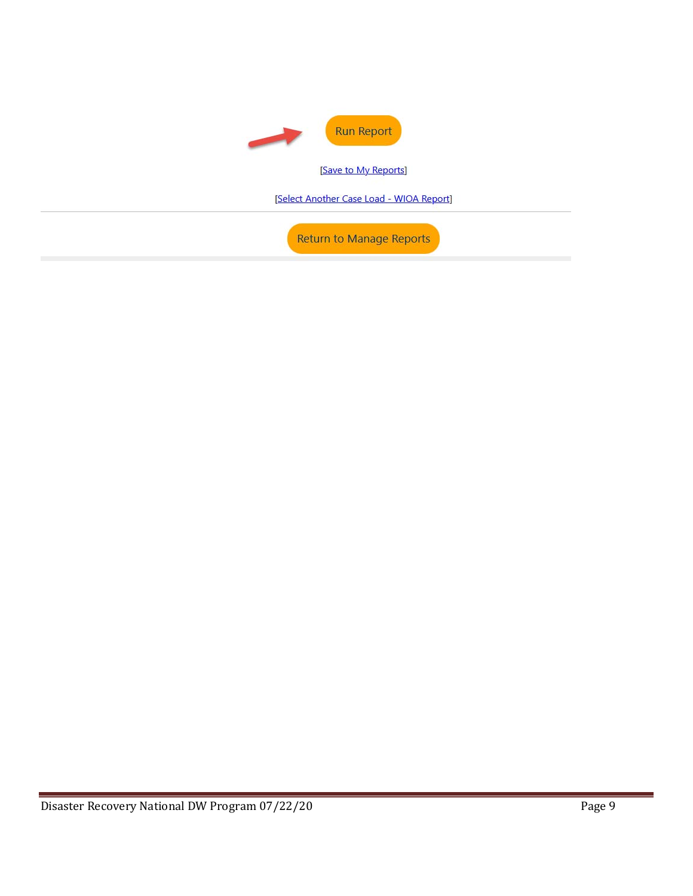Run Report

[Save to My Reports]

[Select Another Case Load - WIOA Report]

---

Return to Manage Reports